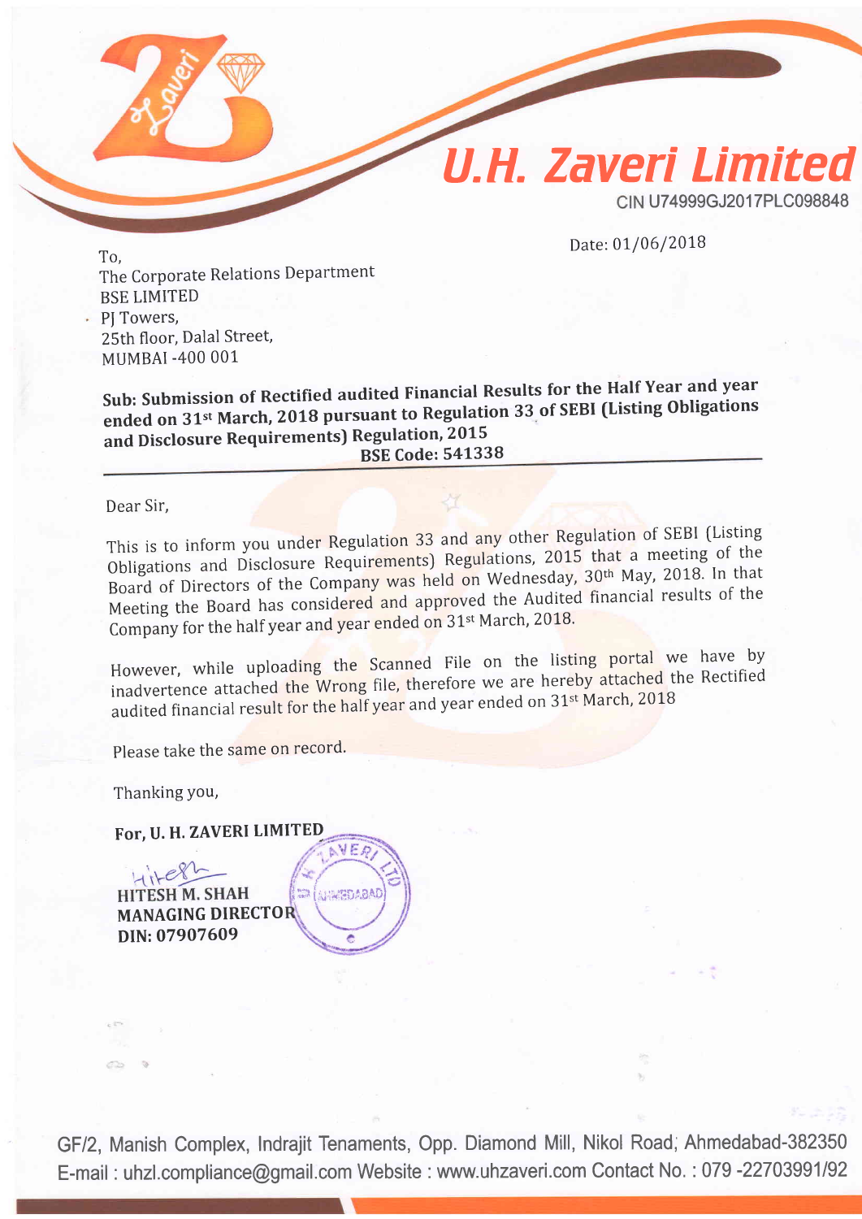# U.H. Zaveri Limited

CIN U74999GJ2017PLC098848

Date: 01/06/2018

To,
The Corporate Relations Department
BSE LIMITED
PJ Towers,
25th floor, Dalal Street,
MUMBAI -400 001

**Sub: Submission of Rectified audited Financial Results for the Half Year and year ended on 31st March, 2018 pursuant to Regulation 33 of SEBI (Listing Obligations and Disclosure Requirements) Regulation, 2015**
**BSE Code: 541338**

Dear Sir,

This is to inform you under Regulation 33 and any other Regulation of SEBI (Listing Obligations and Disclosure Requirements) Regulations, 2015 that a meeting of the Board of Directors of the Company was held on Wednesday, 30th May, 2018. In that Meeting the Board has considered and approved the Audited financial results of the Company for the half year and year ended on 31st March, 2018.

However, while uploading the Scanned File on the listing portal we have by inadvertence attached the Wrong file, therefore we are hereby attached the Rectified audited financial result for the half year and year ended on 31st March, 2018

Please take the same on record.

Thanking you,

**For, U. H. ZAVERI LIMITED**

**HITESH M. SHAH**
**MANAGING DIRECTOR**
**DIN: 07907609**

GF/2, Manish Complex, Indrajit Tenaments, Opp. Diamond Mill, Nikol Road, Ahmedabad-382350
E-mail : uhzl.compliance@gmail.com Website : www.uhzaveri.com Contact No. : 079 -22703991/92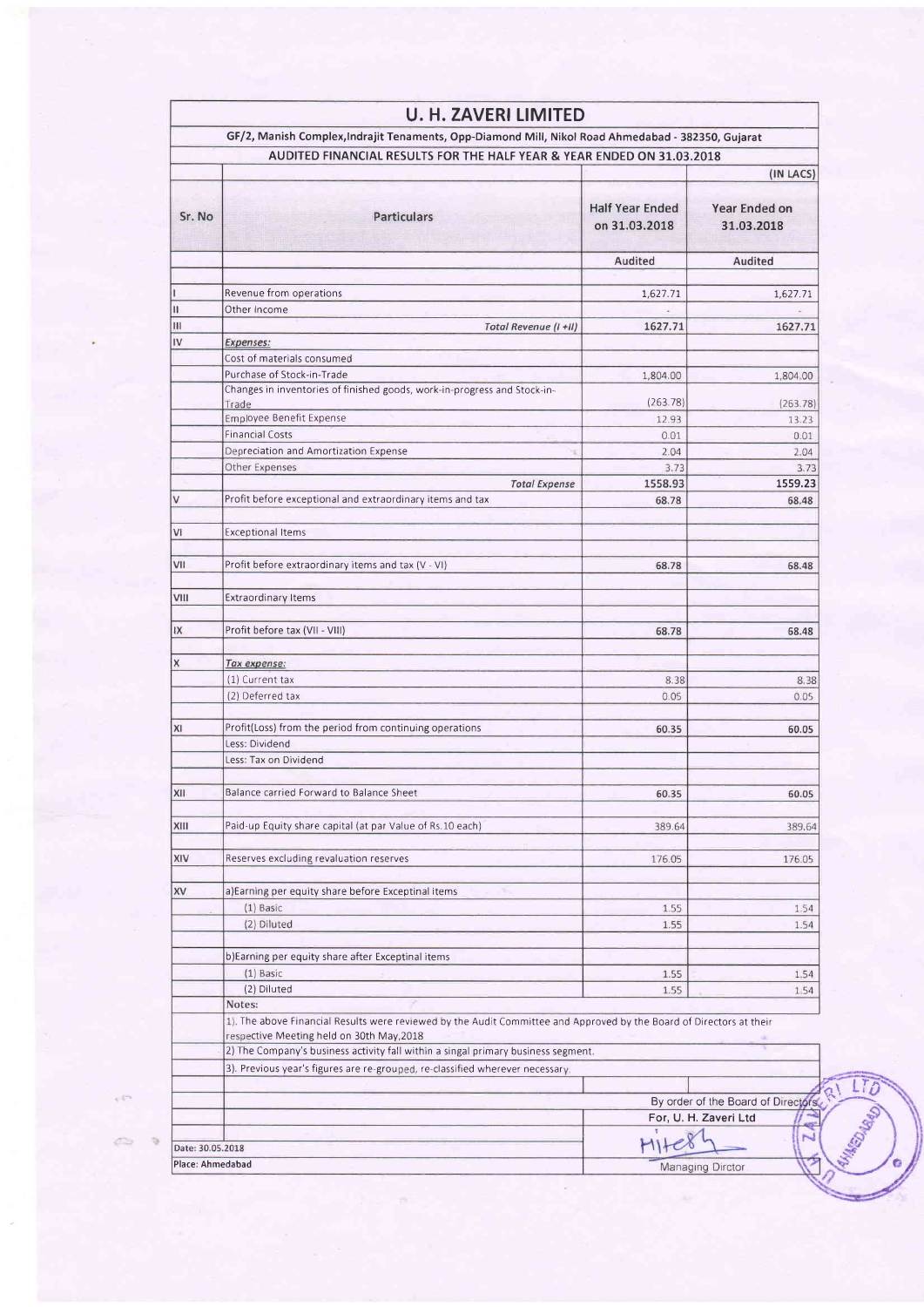# U. H. ZAVERI LIMITED

GF/2, Manish Complex,Indrajit Tenaments, Opp-Diamond Mill, Nikol Road Ahmedabad - 382350, Gujarat

AUDITED FINANCIAL RESULTS FOR THE HALF YEAR & YEAR ENDED ON 31.03.2018

| | | | (IN LACS) |
|---|---|---|---|
| Sr. No | Particulars | Half Year Ended on 31.03.2018 | Year Ended on 31.03.2018 |
| | | Audited | Audited |
| I | Revenue from operations | 1,627.71 | 1,627.71 |
| II | Other Income | - | - |
| III | *Total Revenue (I +II)* | 1627.71 | 1627.71 |
| IV | *Expenses:* | | |
| | Cost of materials consumed | | |
| | Purchase of Stock-in-Trade | 1,804.00 | 1,804.00 |
| | Changes in inventories of finished goods, work-in-progress and Stock-in-Trade | (263.78) | (263.78) |
| | Employee Benefit Expense | 12.93 | 13.23 |
| | Financial Costs | 0.01 | 0.01 |
| | Depreciation and Amortization Expense | 2.04 | 2.04 |
| | Other Expenses | 3.73 | 3.73 |
| | *Total Expense* | 1558.93 | 1559.23 |
| V | Profit before exceptional and extraordinary items and tax | 68.78 | 68.48 |
| VI | Exceptional Items | | |
| VII | Profit before extraordinary items and tax (V - VI) | 68.78 | 68.48 |
| VIII | Extraordinary Items | | |
| IX | Profit before tax (VII - VIII) | 68.78 | 68.48 |
| X | *Tax expense:* | | |
| | (1) Current tax | 8.38 | 8.38 |
| | (2) Deferred tax | 0.05 | 0.05 |
| XI | Profit(Loss) from the period from continuing operations | 60.35 | 60.05 |
| | Less: Dividend | | |
| | Less: Tax on Dividend | | |
| XII | Balance carried Forward to Balance Sheet | 60.35 | 60.05 |
| XIII | Paid-up Equity share capital (at par Value of Rs.10 each) | 389.64 | 389.64 |
| XIV | Reserves excluding revaluation reserves | 176.05 | 176.05 |
| XV | a)Earning per equity share before Exceptinal items | | |
| | (1) Basic | 1.55 | 1.54 |
| | (2) Diluted | 1.55 | 1.54 |
| | b)Earning per equity share after Exceptinal items | | |
| | (1) Basic | 1.55 | 1.54 |
| | (2) Diluted | 1.55 | 1.54 |

Notes:

1). The above Financial Results were reviewed by the Audit Committee and Approved by the Board of Directors at their respective Meeting held on 30th May,2018

2) The Company's business activity fall within a singal primary business segment.

3). Previous year's figures are re-grouped, re-classified wherever necessary.

By order of the Board of Directors

For, U. H. Zaveri Ltd

Managing Dirctor

Date: 30.05.2018

Place: Ahmedabad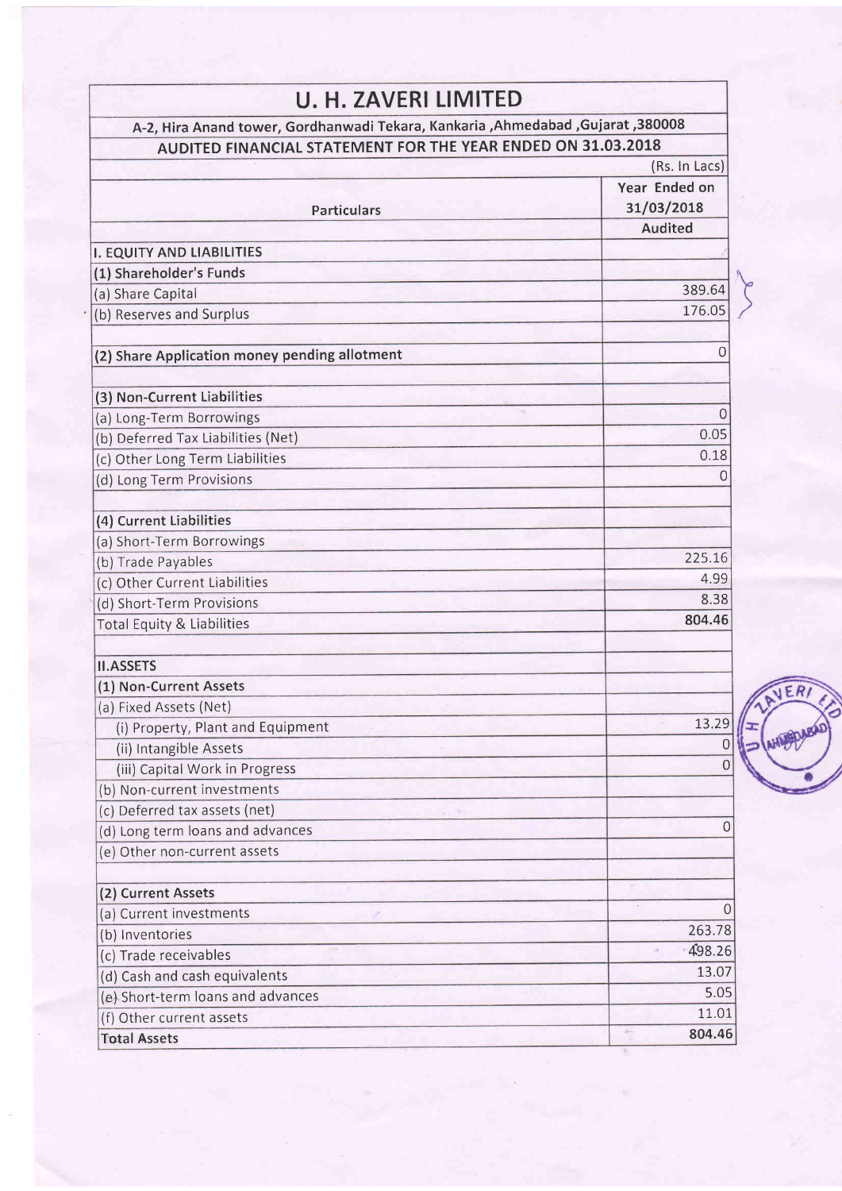# U. H. ZAVERI LIMITED

A-2, Hira Anand tower, Gordhanwadi Tekara, Kankaria ,Ahmedabad ,Gujarat ,380008

## AUDITED FINANCIAL STATEMENT FOR THE YEAR ENDED ON 31.03.2018

(Rs. In Lacs)

| Particulars | Year Ended on 31/03/2018 Audited |
|---|---|
| **I. EQUITY AND LIABILITIES** | |
| **(1) Shareholder's Funds** | |
| (a) Share Capital | 389.64 |
| (b) Reserves and Surplus | 176.05 |
| | |
| **(2) Share Application money pending allotment** | 0 |
| | |
| **(3) Non-Current Liabilities** | |
| (a) Long-Term Borrowings | 0 |
| (b) Deferred Tax Liabilities (Net) | 0.05 |
| (c) Other Long Term Liabilities | 0.18 |
| (d) Long Term Provisions | 0 |
| | |
| **(4) Current Liabilities** | |
| (a) Short-Term Borrowings | |
| (b) Trade Payables | 225.16 |
| (c) Other Current Liabilities | 4.99 |
| (d) Short-Term Provisions | 8.38 |
| Total Equity & Liabilities | **804.46** |
| | |
| **II.ASSETS** | |
| **(1) Non-Current Assets** | |
| (a) Fixed Assets (Net) | |
| (i) Property, Plant and Equipment | 13.29 |
| (ii) Intangible Assets | 0 |
| (iii) Capital Work in Progress | 0 |
| (b) Non-current investments | |
| (c) Deferred tax assets (net) | |
| (d) Long term loans and advances | 0 |
| (e) Other non-current assets | |
| | |
| **(2) Current Assets** | |
| (a) Current investments | 0 |
| (b) Inventories | 263.78 |
| (c) Trade receivables | 498.26 |
| (d) Cash and cash equivalents | 13.07 |
| (e) Short-term loans and advances | 5.05 |
| (f) Other current assets | 11.01 |
| **Total Assets** | **804.46** |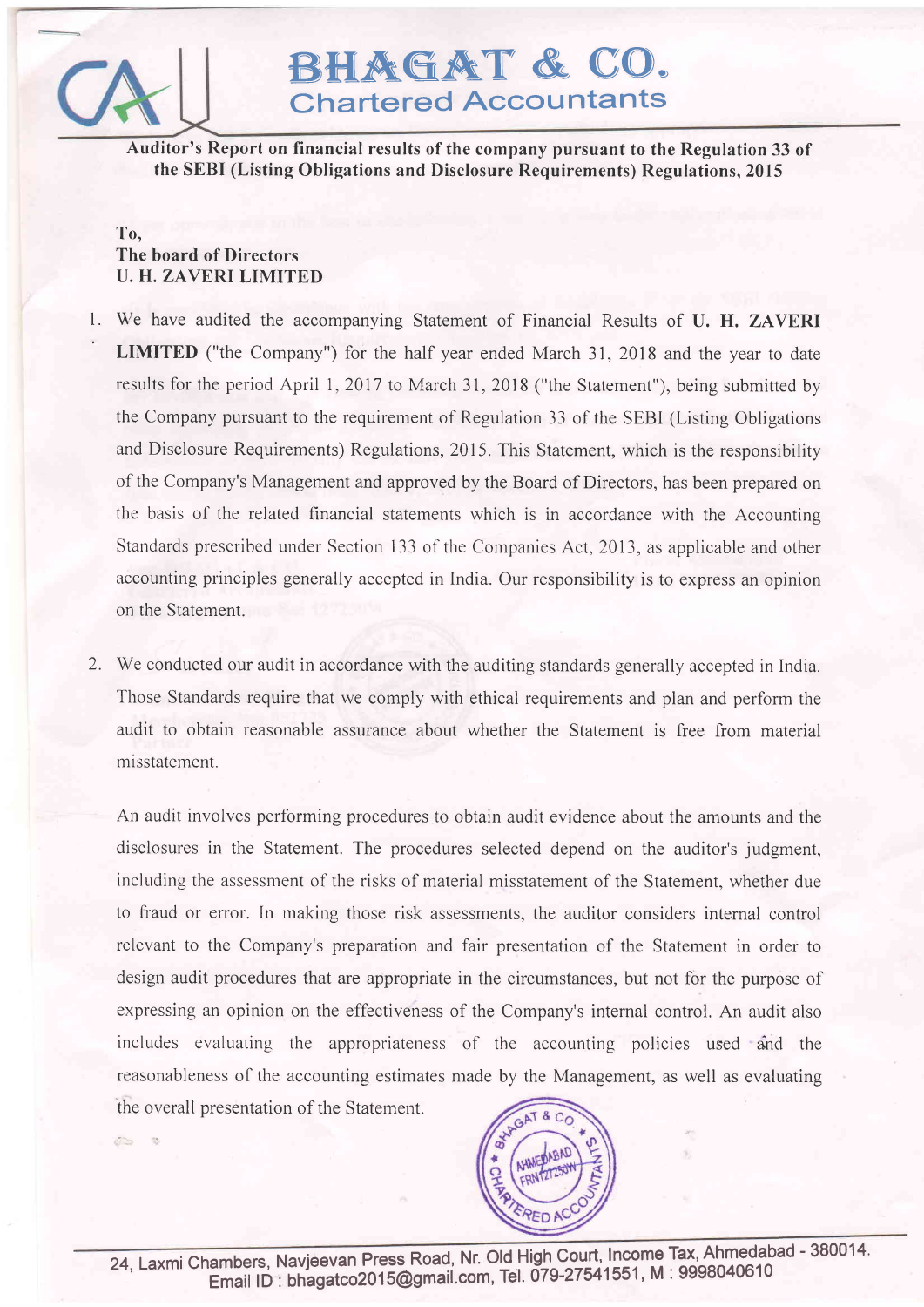# BHAGAT & CO.
## Chartered Accountants

**Auditor's Report on financial results of the company pursuant to the Regulation 33 of the SEBI (Listing Obligations and Disclosure Requirements) Regulations, 2015**

**To,**
**The board of Directors**
**U. H. ZAVERI LIMITED**

1. We have audited the accompanying Statement of Financial Results of **U. H. ZAVERI LIMITED** ("the Company") for the half year ended March 31, 2018 and the year to date results for the period April 1, 2017 to March 31, 2018 ("the Statement"), being submitted by the Company pursuant to the requirement of Regulation 33 of the SEBI (Listing Obligations and Disclosure Requirements) Regulations, 2015. This Statement, which is the responsibility of the Company's Management and approved by the Board of Directors, has been prepared on the basis of the related financial statements which is in accordance with the Accounting Standards prescribed under Section 133 of the Companies Act, 2013, as applicable and other accounting principles generally accepted in India. Our responsibility is to express an opinion on the Statement.

2. We conducted our audit in accordance with the auditing standards generally accepted in India. Those Standards require that we comply with ethical requirements and plan and perform the audit to obtain reasonable assurance about whether the Statement is free from material misstatement.

   An audit involves performing procedures to obtain audit evidence about the amounts and the disclosures in the Statement. The procedures selected depend on the auditor's judgment, including the assessment of the risks of material misstatement of the Statement, whether due to fraud or error. In making those risk assessments, the auditor considers internal control relevant to the Company's preparation and fair presentation of the Statement in order to design audit procedures that are appropriate in the circumstances, but not for the purpose of expressing an opinion on the effectiveness of the Company's internal control. An audit also includes evaluating the appropriateness of the accounting policies used and the reasonableness of the accounting estimates made by the Management, as well as evaluating the overall presentation of the Statement.

24, Laxmi Chambers, Navjeevan Press Road, Nr. Old High Court, Income Tax, Ahmedabad - 380014.
Email ID : bhagatco2015@gmail.com, Tel. 079-27541551, M : 9998040610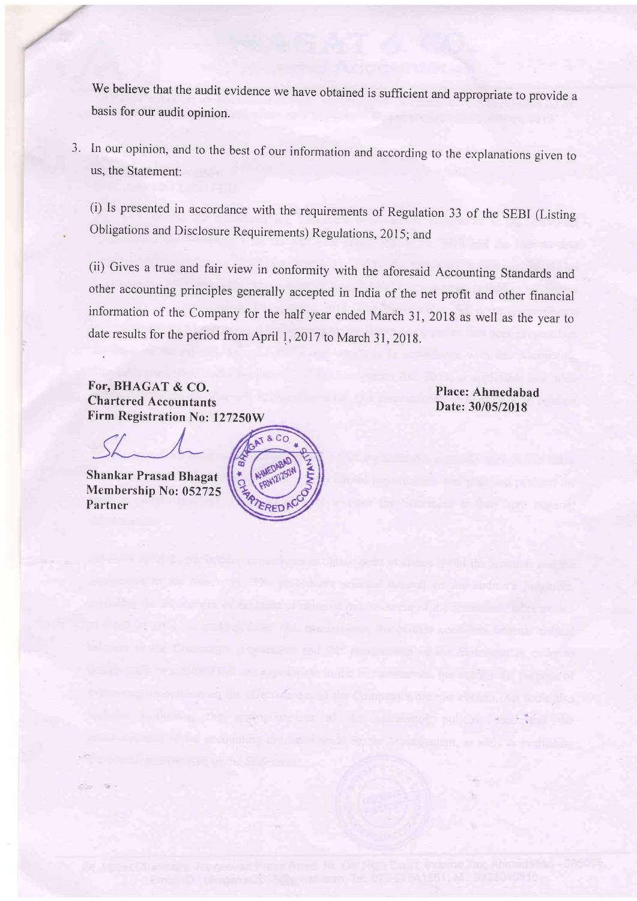We believe that the audit evidence we have obtained is sufficient and appropriate to provide a basis for our audit opinion.

3. In our opinion, and to the best of our information and according to the explanations given to us, the Statement:

   (i) Is presented in accordance with the requirements of Regulation 33 of the SEBI (Listing Obligations and Disclosure Requirements) Regulations, 2015; and

   (ii) Gives a true and fair view in conformity with the aforesaid Accounting Standards and other accounting principles generally accepted in India of the net profit and other financial information of the Company for the half year ended March 31, 2018 as well as the year to date results for the period from April 1, 2017 to March 31, 2018.

**For, BHAGAT & CO.**
**Chartered Accountants**
**Firm Registration No: 127250W**

**Shankar Prasad Bhagat**
**Membership No: 052725**
**Partner**

**Place: Ahmedabad**
**Date: 30/05/2018**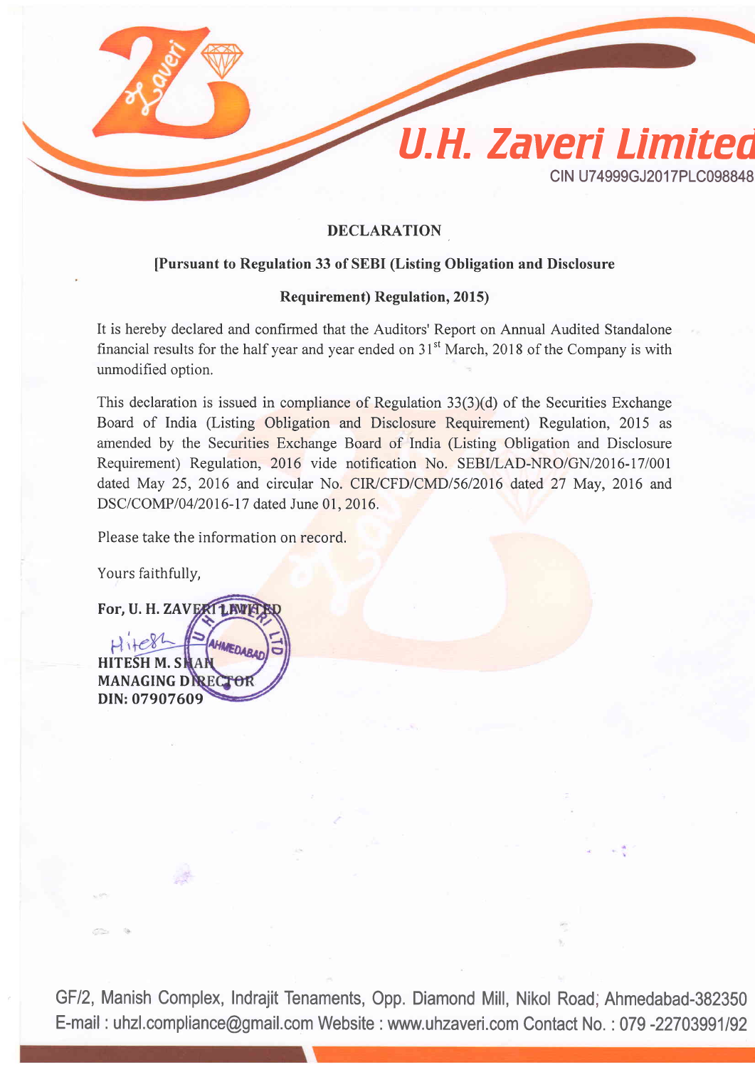# U.H. Zaveri Limited

CIN U74999GJ2017PLC098848

## DECLARATION

**[Pursuant to Regulation 33 of SEBI (Listing Obligation and Disclosure Requirement) Regulation, 2015)**

It is hereby declared and confirmed that the Auditors' Report on Annual Audited Standalone financial results for the half year and year ended on 31st March, 2018 of the Company is with unmodified option.

This declaration is issued in compliance of Regulation 33(3)(d) of the Securities Exchange Board of India (Listing Obligation and Disclosure Requirement) Regulation, 2015 as amended by the Securities Exchange Board of India (Listing Obligation and Disclosure Requirement) Regulation, 2016 vide notification No. SEBI/LAD-NRO/GN/2016-17/001 dated May 25, 2016 and circular No. CIR/CFD/CMD/56/2016 dated 27 May, 2016 and DSC/COMP/04/2016-17 dated June 01, 2016.

Please take the information on record.

Yours faithfully,

**For, U. H. ZAVERI LIMITED**

**HITESH M. SHAH**
**MANAGING DIRECTOR**
**DIN: 07907609**

GF/2, Manish Complex, Indrajit Tenaments, Opp. Diamond Mill, Nikol Road, Ahmedabad-382350
E-mail : uhzl.compliance@gmail.com Website : www.uhzaveri.com Contact No. : 079 -22703991/92